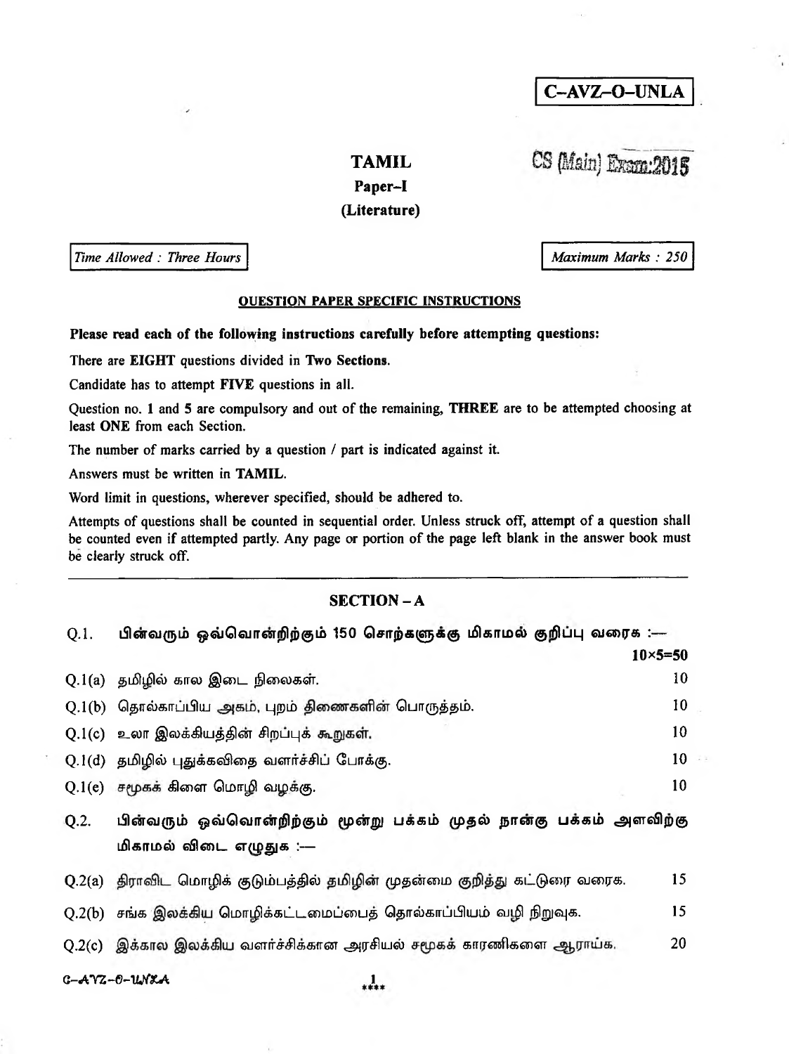**C–AVZ–O–UNLA**

CS (Main) Exam:2015

# TAMIL

## Paper–I

## (Literature)

*Time Allowed : Three Hours*

*Maximum Marks : 250*

**QUESTION PAPER SPECIFIC INSTRUCTIONS**

**Please read each of the following instructions carefully before attempting questions:**

There are **EIGHT** questions divided in **Two Sections**.

Candidate has to attempt **FIVE** questions in all.

Question no. 1 and 5 are compulsory and out of the remaining, **THREE** are to be attempted choosing at least **ONE** from each Section.

The number of marks carried by a question / part is indicated against it.

Answers must be written in **TAMIL**.

Word limit in questions, wherever specified, should be adhered to.

Attempts of questions shall be counted in sequential order. Unless struck off, attempt of a question shall be counted even if attempted partly. Any page or portion of the page left blank in the answer book must be clearly struck off.

---

## SECTION – A

**Q.1.** **பின்வரும் ஒவ்வொன்றிற்கும் 150 சொற்களுக்கு மிகாமல் குறிப்பு வரைக :—** **10×5=50**

Q.1(a) தமிழில் கால இடை நிலைகள். 10

Q.1(b) தொல்காப்பிய அகம், புறம் திணைகளின் பொருத்தம். 10

Q.1(c) உலா இலக்கியத்தின் சிறப்புக் கூறுகள். 10

Q.1(d) தமிழில் புதுக்கவிதை வளர்ச்சிப் போக்கு. 10

Q.1(e) சமூகக் கிளை மொழி வழக்கு. 10

**Q.2.** **பின்வரும் ஒவ்வொன்றிற்கும் மூன்று பக்கம் முதல் நான்கு பக்கம் அளவிற்கு மிகாமல் விடை எழுதுக :—**

Q.2(a) திராவிட மொழிக் குடும்பத்தில் தமிழின் முதன்மை குறித்து கட்டுரை வரைக. 15

Q.2(b) சங்க இலக்கிய மொழிக்கட்டமைப்பைத் தொல்காப்பியம் வழி நிறுவுக. 15

Q.2(c) இக்கால இலக்கிய வளர்ச்சிக்கான அரசியல் சமூகக் காரணிகளை ஆராய்க. 20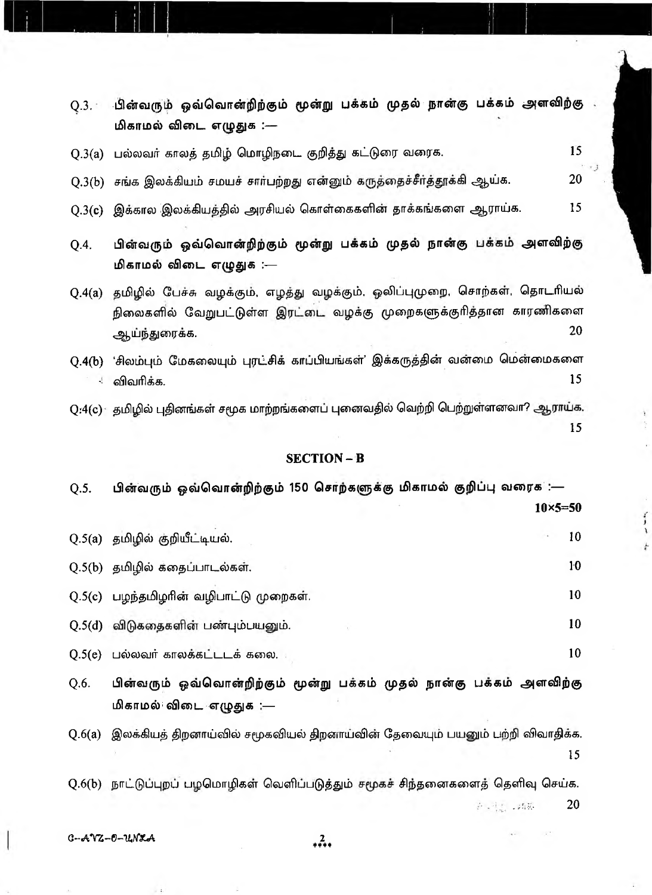Q.3. **பின்வரும் ஒவ்வொன்றிற்கும் மூன்று பக்கம் முதல் நான்கு பக்கம் அளவிற்கு மிகாமல் விடை எழுதுக :—**

Q.3(a) பல்லவர் காலத் தமிழ் மொழிநடை குறித்து கட்டுரை வரைக. 15

Q.3(b) சங்க இலக்கியம் சமயச் சார்பற்றது என்னும் கருத்தைச்சீர்த்தூக்கி ஆய்க. 20

Q.3(c) இக்கால இலக்கியத்தில் அரசியல் கொள்கைகளின் தாக்கங்களை ஆராய்க. 15

Q.4. **பின்வரும் ஒவ்வொன்றிற்கும் மூன்று பக்கம் முதல் நான்கு பக்கம் அளவிற்கு மிகாமல் விடை எழுதுக :—**

Q.4(a) தமிழில் பேச்சு வழக்கும், எழுத்து வழக்கும், ஒலிப்புமுறை, சொற்கள், தொடரியல் நிலைகளில் வேறுபட்டுள்ள இரட்டை வழக்கு முறைகளுக்குரித்தான காரணிகளை ஆய்ந்துரைக்க. 20

Q.4(b) 'சிலம்பும் மேகலையும் புரட்சிக் காப்பியங்கள்' இக்கருத்தின் வன்மை மென்மைகளை விவரிக்க. 15

Q.4(c) தமிழில் புதினங்கள் சமூக மாற்றங்களைப் புனைவதில் வெற்றி பெற்றுள்ளனவா? ஆராய்க. 15

## SECTION – B

Q.5. **பின்வரும் ஒவ்வொன்றிற்கும் 150 சொற்களுக்கு மிகாமல் குறிப்பு வரைக :—** $10\times5=50$

Q.5(a) தமிழில் குறியீட்டியல். 10

Q.5(b) தமிழில் கதைப்பாடல்கள். 10

Q.5(c) பழந்தமிழரின் வழிபாட்டு முறைகள். 10

Q.5(d) விடுகதைகளின் பண்பும்பயனும். 10

Q.5(e) பல்லவர் காலக்கட்டடக் கலை. 10

Q.6. **பின்வரும் ஒவ்வொன்றிற்கும் மூன்று பக்கம் முதல் நான்கு பக்கம் அளவிற்கு மிகாமல் விடை எழுதுக :—**

Q.6(a) இலக்கியத் திறனாய்வில் சமூகவியல் திறனாய்வின் தேவையும் பயனும் பற்றி விவாதிக்க. 15

Q.6(b) நாட்டுப்புறப் பழமொழிகள் வெளிப்படுத்தும் சமூகச் சிந்தனைகளைத் தெளிவு செய்க. 20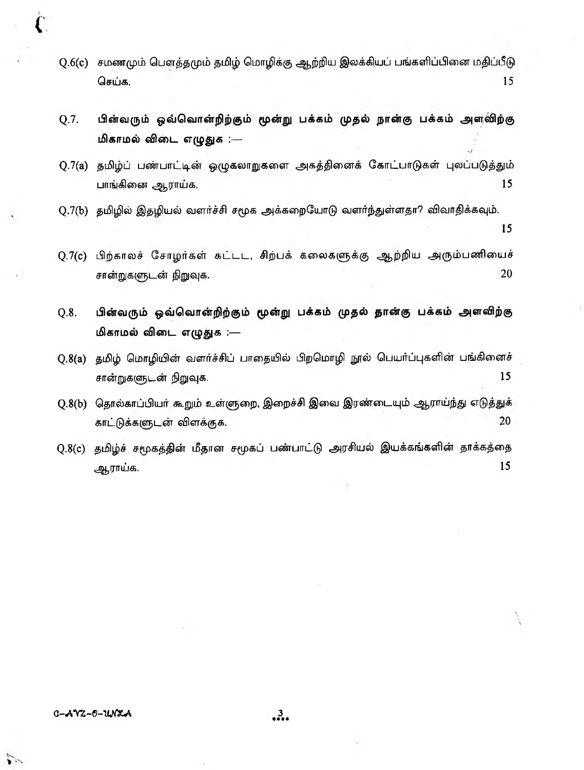Q.6(c) சமணமும் பௌத்தமும் தமிழ் மொழிக்கு ஆற்றிய இலக்கியப் பங்களிப்பினை மதிப்பீடு செய்க. 15

**Q.7. பின்வரும் ஒவ்வொன்றிற்கும் மூன்று பக்கம் முதல் நான்கு பக்கம் அளவிற்கு மிகாமல் விடை எழுதுக :—**

Q.7(a) தமிழ்ப் பண்பாட்டின் ஒழுகலாறுகளை அகத்தினைக் கோட்பாடுகள் புலப்படுத்தும் பாங்கினை ஆராய்க. 15

Q.7(b) தமிழில் இதழியல் வளர்ச்சி சமூக அக்கறையோடு வளர்ந்துள்ளதா? விவாதிக்கவும். 15

Q.7(c) பிற்காலச் சோழர்கள் கட்டட, சிற்பக் கலைகளுக்கு ஆற்றிய அரும்பணியைச் சான்றுகளுடன் நிறுவுக. 20

**Q.8. பின்வரும் ஒவ்வொன்றிற்கும் மூன்று பக்கம் முதல் நான்கு பக்கம் அளவிற்கு மிகாமல் விடை எழுதுக :—**

Q.8(a) தமிழ் மொழியின் வளர்ச்சிப் பாதையில் பிறமொழி நூல் பெயர்ப்புகளின் பங்கினைச் சான்றுகளுடன் நிறுவுக. 15

Q.8(b) தொல்காப்பியர் கூறும் உள்ளுறை, இறைச்சி இவை இரண்டையும் ஆராய்ந்து எடுத்துக் காட்டுக்களுடன் விளக்குக. 20

Q.8(c) தமிழ்ச் சமூகத்தின் மீதான சமூகப் பண்பாட்டு அரசியல் இயக்கங்களின் தாக்கத்தை ஆராய்க. 15